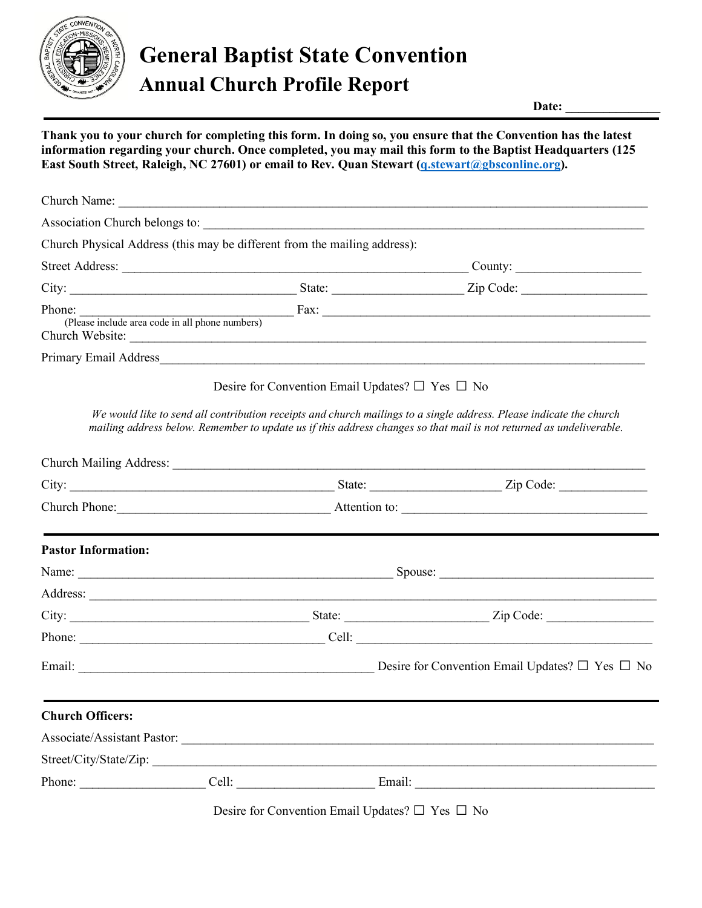# General Baptist State Convention

## Annual Church Profile Report

**Date: _______________**

---

**Thank you to your church for completing this form. In doing so, you ensure that the Convention has the latest information regarding your church. Once completed, you may mail this form to the Baptist Headquarters (125 East South Street, Raleigh, NC 27601) or email to Rev. Quan Stewart (q.stewart@gbsconline.org).**

Church Name: ____________________________________________________________

Association Church belongs to: ____________________________________________

Church Physical Address (this may be different from the mailing address):

Street Address: ______________________________________ County: ______________

City: __________________________ State: ______________ Zip Code: ______________

Phone: ___________________________ Fax: ________________________________________
(Please include area code in all phone numbers)

Church Website: _________________________________________________________

Primary Email Address_____________________________________________________

Desire for Convention Email Updates? ☐ Yes ☐ No

*We would like to send all contribution receipts and church mailings to a single address. Please indicate the church mailing address below. Remember to update us if this address changes so that mail is not returned as undeliverable.*

Church Mailing Address: ___________________________________________________

City: ______________________________ State: ______________ Zip Code: __________

Church Phone:________________________ Attention to: ____________________________

---

**Pastor Information:**

Name: ____________________________________ Spouse: _________________________

Address: ________________________________________________________________

City: ____________________________ State: ________________ Zip Code: ____________

Phone: ______________________________ Cell: ___________________________________

Email: ___________________________________ Desire for Convention Email Updates? ☐ Yes ☐ No

---

**Church Officers:**

Associate/Assistant Pastor: _________________________________________________

Street/City/State/Zip: ______________________________________________________

Phone: ______________ Cell: ________________ Email: ___________________________

Desire for Convention Email Updates? ☐ Yes ☐ No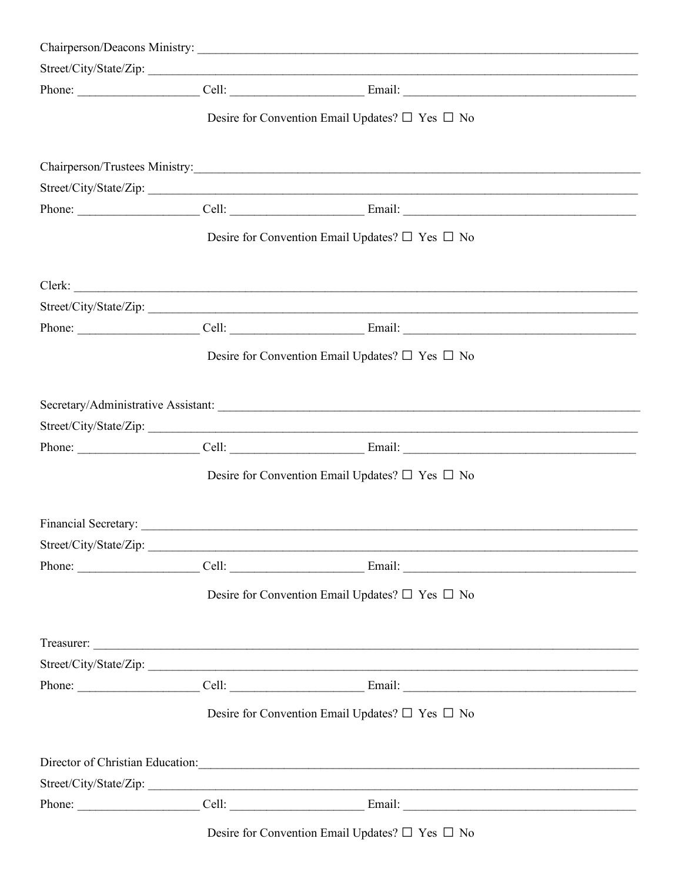Chairperson/Deacons Ministry: ___________________________________________________________________________

Street/City/State/Zip: ________________________________________________________________________________

Phone: ____________________ Cell: ______________________ Email: ______________________________________

Desire for Convention Email Updates? ☐ Yes ☐ No

Chairperson/Trustees Ministry:___________________________________________________________________________

Street/City/State/Zip: ________________________________________________________________________________

Phone: ____________________ Cell: ______________________ Email: ______________________________________

Desire for Convention Email Updates? ☐ Yes ☐ No

Clerk: ____________________________________________________________________________________________

Street/City/State/Zip: ________________________________________________________________________________

Phone: ____________________ Cell: ______________________ Email: ______________________________________

Desire for Convention Email Updates? ☐ Yes ☐ No

Secretary/Administrative Assistant: _______________________________________________________________________

Street/City/State/Zip: ________________________________________________________________________________

Phone: ____________________ Cell: ______________________ Email: ______________________________________

Desire for Convention Email Updates? ☐ Yes ☐ No

Financial Secretary: __________________________________________________________________________________

Street/City/State/Zip: ________________________________________________________________________________

Phone: ____________________ Cell: ______________________ Email: ______________________________________

Desire for Convention Email Updates? ☐ Yes ☐ No

Treasurer: _________________________________________________________________________________________

Street/City/State/Zip: ________________________________________________________________________________

Phone: ____________________ Cell: ______________________ Email: ______________________________________

Desire for Convention Email Updates? ☐ Yes ☐ No

Director of Christian Education:__________________________________________________________________________

Street/City/State/Zip: ________________________________________________________________________________

Phone: ____________________ Cell: ______________________ Email: ______________________________________

Desire for Convention Email Updates? ☐ Yes ☐ No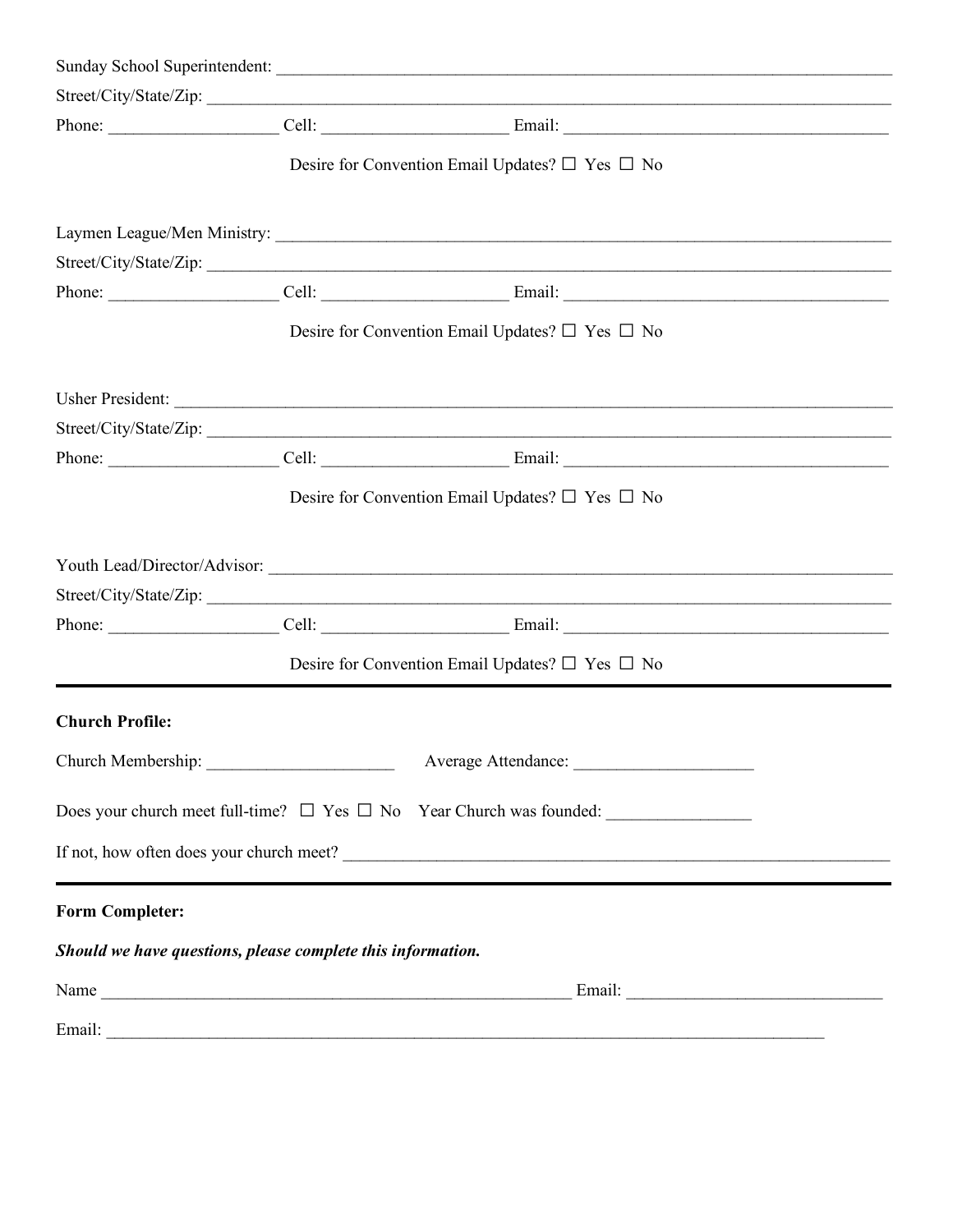Sunday School Superintendent: ___________________________________________________________________________

Street/City/State/Zip: _________________________________________________________________________________

Phone: ____________________ Cell: _____________________ Email: _____________________________________

Desire for Convention Email Updates? ☐ Yes ☐ No

Laymen League/Men Ministry: ___________________________________________________________________________

Street/City/State/Zip: _________________________________________________________________________________

Phone: ____________________ Cell: _____________________ Email: _____________________________________

Desire for Convention Email Updates? ☐ Yes ☐ No

Usher President: _______________________________________________________________________________________

Street/City/State/Zip: _________________________________________________________________________________

Phone: ____________________ Cell: _____________________ Email: _____________________________________

Desire for Convention Email Updates? ☐ Yes ☐ No

Youth Lead/Director/Advisor: ___________________________________________________________________________

Street/City/State/Zip: _________________________________________________________________________________

Phone: ____________________ Cell: _____________________ Email: _____________________________________

Desire for Convention Email Updates? ☐ Yes ☐ No

---

**Church Profile:**

Church Membership: ______________________ Average Attendance: _____________________

Does your church meet full-time? ☐ Yes ☐ No Year Church was founded: ________________

If not, how often does your church meet? _________________________________________________________________

---

**Form Completer:**

***Should we have questions, please complete this information.***

Name __________________________________________________________ Email: ______________________________

Email: ___________________________________________________________________________________________